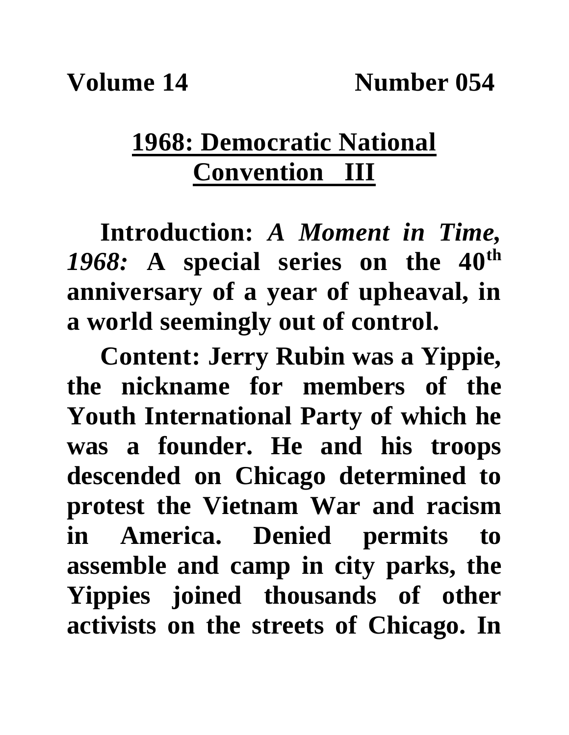**Volume 14 Number 054**

# 1968: Democratic National Convention III

**Introduction:** ***A Moment in Time, 1968:*** **A special series on the 40th anniversary of a year of upheaval, in a world seemingly out of control.**

**Content: Jerry Rubin was a Yippie, the nickname for members of the Youth International Party of which he was a founder. He and his troops descended on Chicago determined to protest the Vietnam War and racism in America. Denied permits to assemble and camp in city parks, the Yippies joined thousands of other activists on the streets of Chicago. In**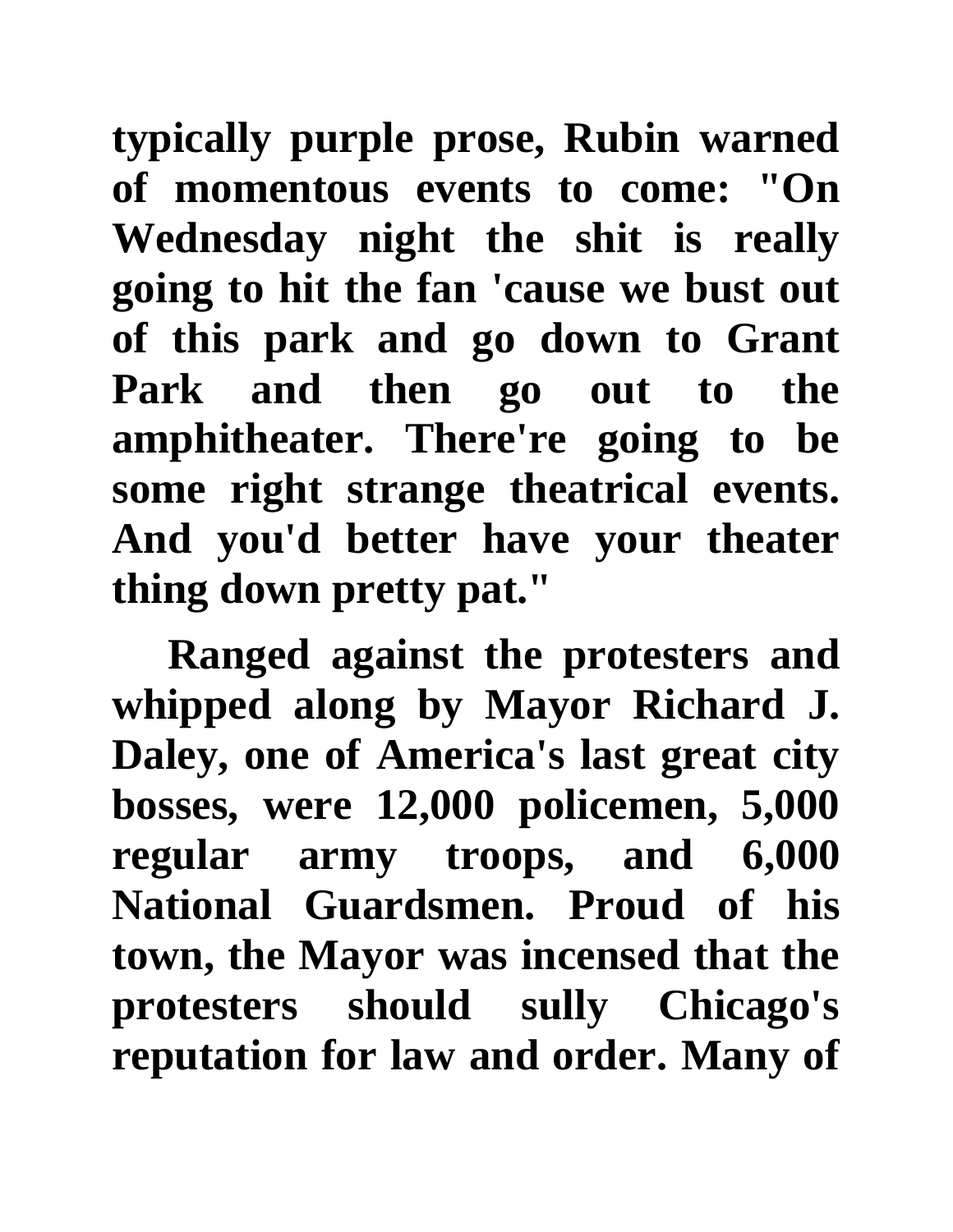typically purple prose, Rubin warned of momentous events to come: "On Wednesday night the shit is really going to hit the fan 'cause we bust out of this park and go down to Grant Park and then go out to the amphitheater. There're going to be some right strange theatrical events. And you'd better have your theater thing down pretty pat."

Ranged against the protesters and whipped along by Mayor Richard J. Daley, one of America's last great city bosses, were 12,000 policemen, 5,000 regular army troops, and 6,000 National Guardsmen. Proud of his town, the Mayor was incensed that the protesters should sully Chicago's reputation for law and order. Many of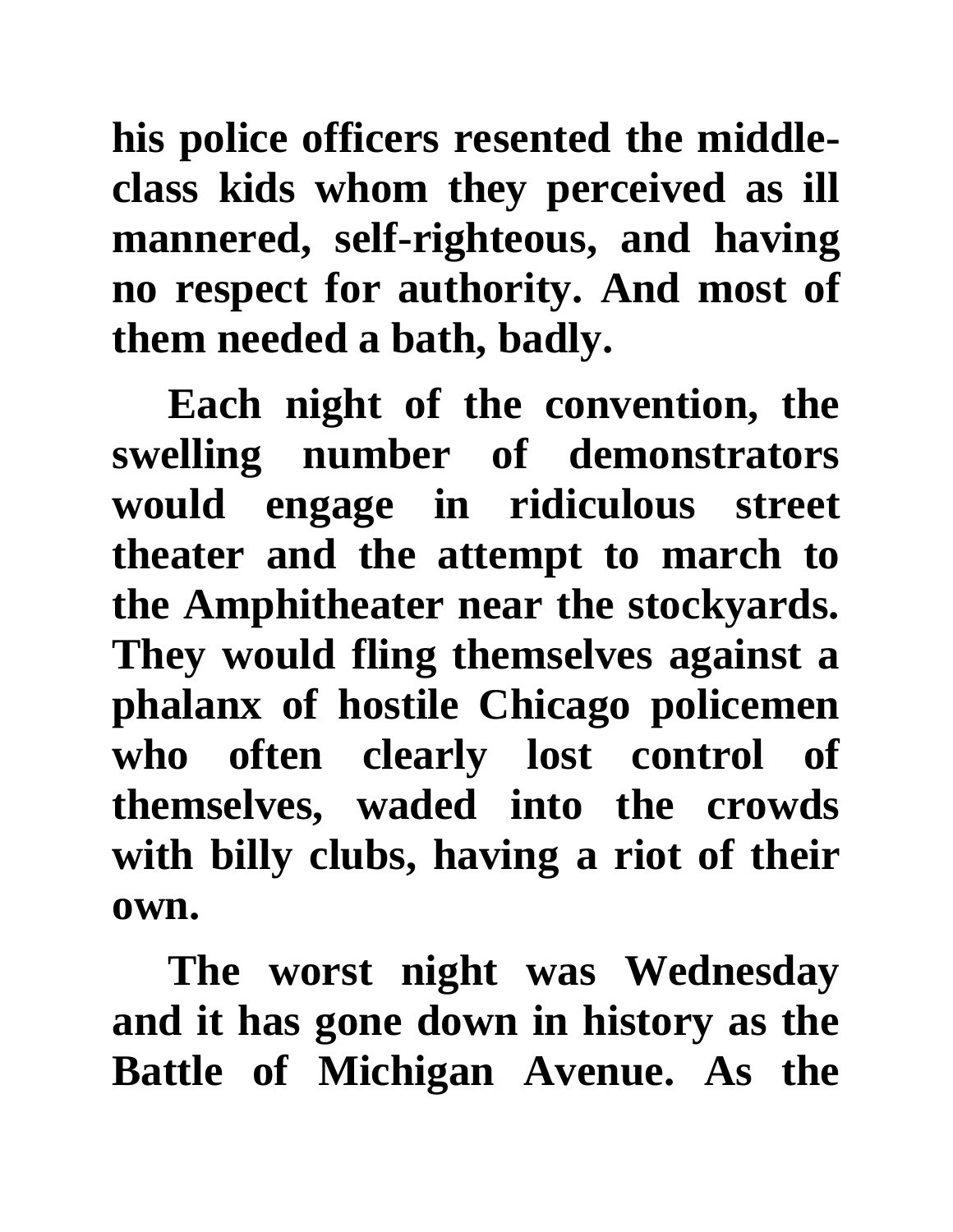his police officers resented the middle-class kids whom they perceived as ill mannered, self-righteous, and having no respect for authority. And most of them needed a bath, badly.

Each night of the convention, the swelling number of demonstrators would engage in ridiculous street theater and the attempt to march to the Amphitheater near the stockyards. They would fling themselves against a phalanx of hostile Chicago policemen who often clearly lost control of themselves, waded into the crowds with billy clubs, having a riot of their own.

The worst night was Wednesday and it has gone down in history as the Battle of Michigan Avenue. As the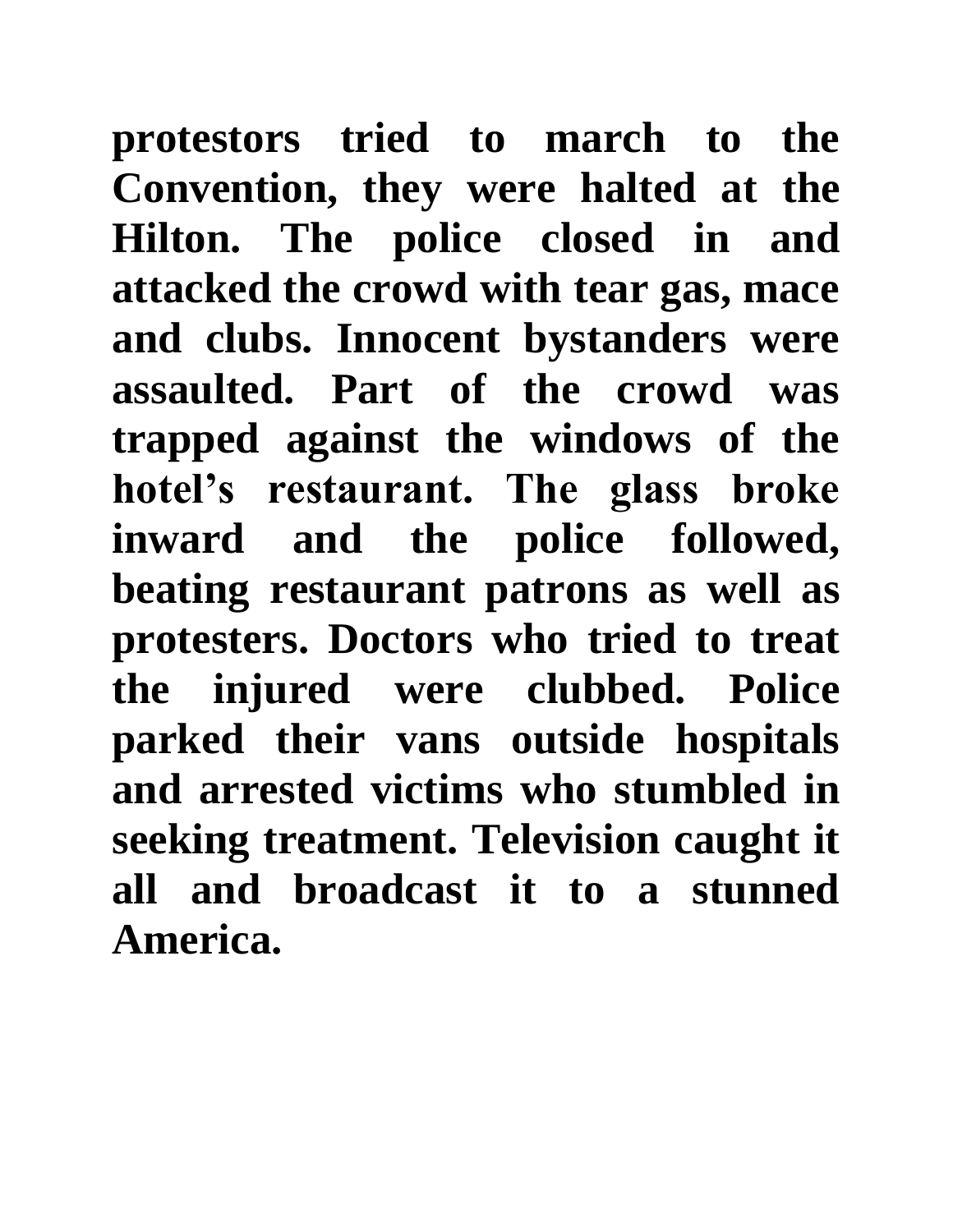**protestors tried to march to the Convention, they were halted at the Hilton. The police closed in and attacked the crowd with tear gas, mace and clubs. Innocent bystanders were assaulted. Part of the crowd was trapped against the windows of the hotel's restaurant. The glass broke inward and the police followed, beating restaurant patrons as well as protesters. Doctors who tried to treat the injured were clubbed. Police parked their vans outside hospitals and arrested victims who stumbled in seeking treatment. Television caught it all and broadcast it to a stunned America.**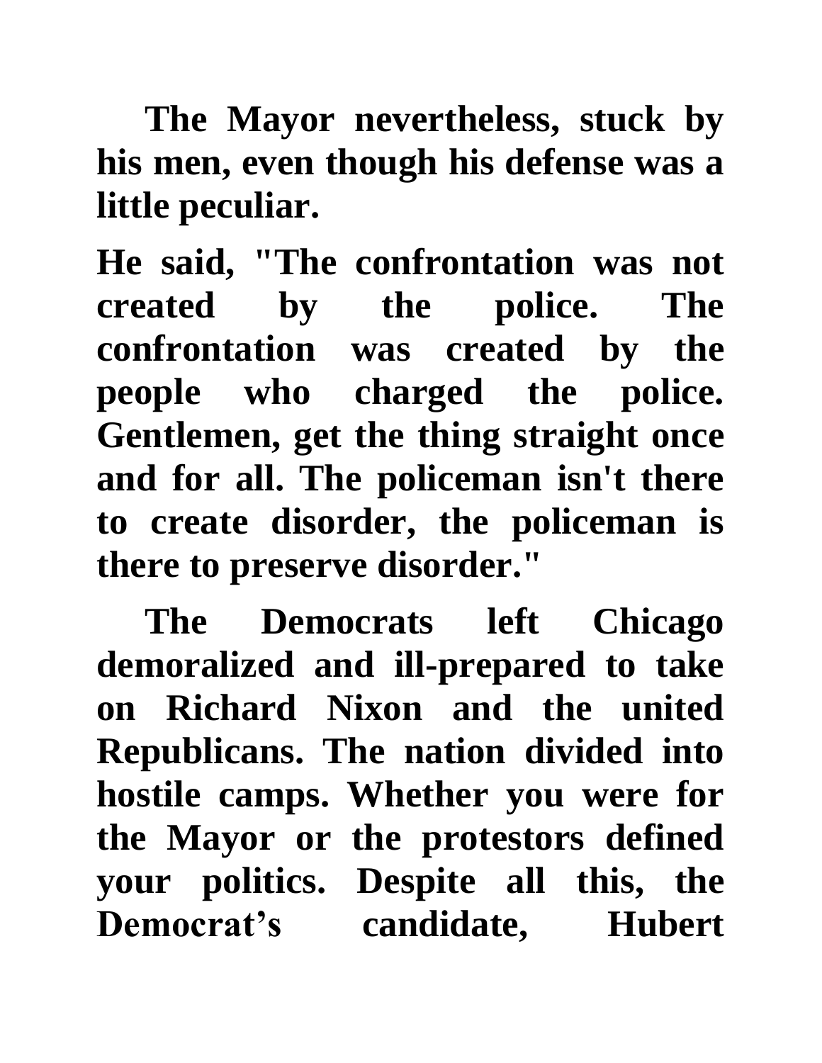**The Mayor nevertheless, stuck by his men, even though his defense was a little peculiar.**

**He said, "The confrontation was not created by the police. The confrontation was created by the people who charged the police. Gentlemen, get the thing straight once and for all. The policeman isn't there to create disorder, the policeman is there to preserve disorder."**

**The Democrats left Chicago demoralized and ill-prepared to take on Richard Nixon and the united Republicans. The nation divided into hostile camps. Whether you were for the Mayor or the protestors defined your politics. Despite all this, the Democrat's candidate, Hubert**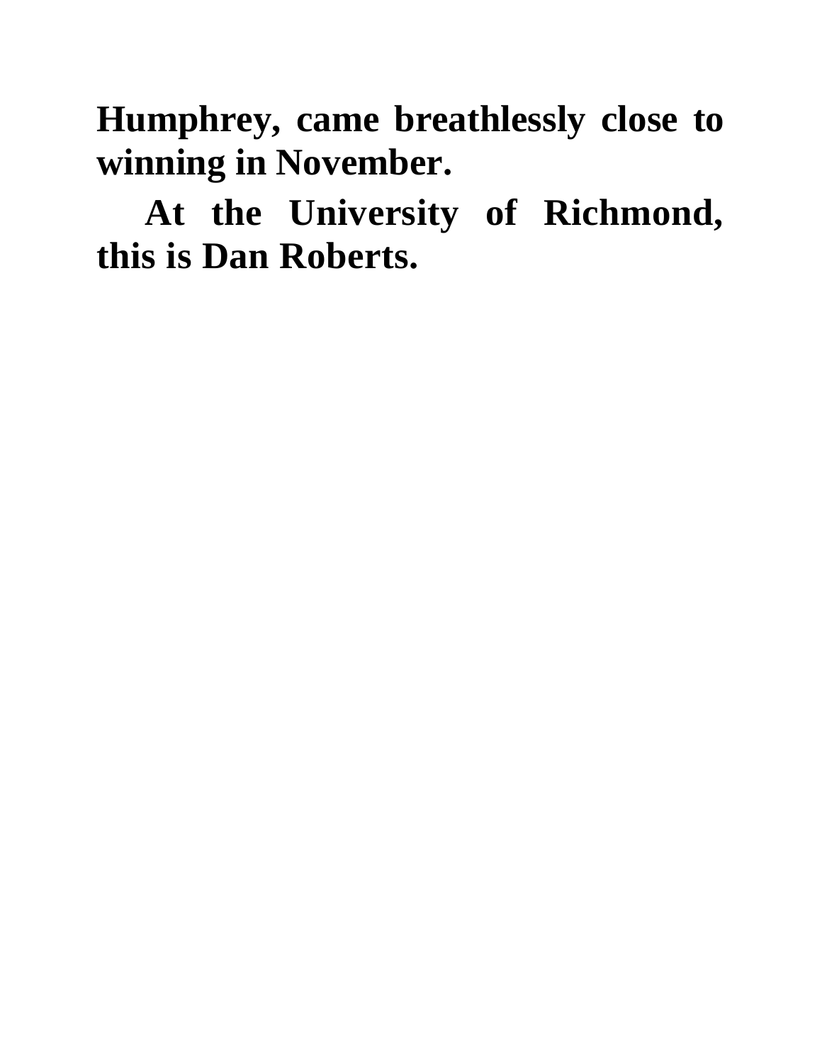**Humphrey, came breathlessly close to winning in November.**

**At the University of Richmond, this is Dan Roberts.**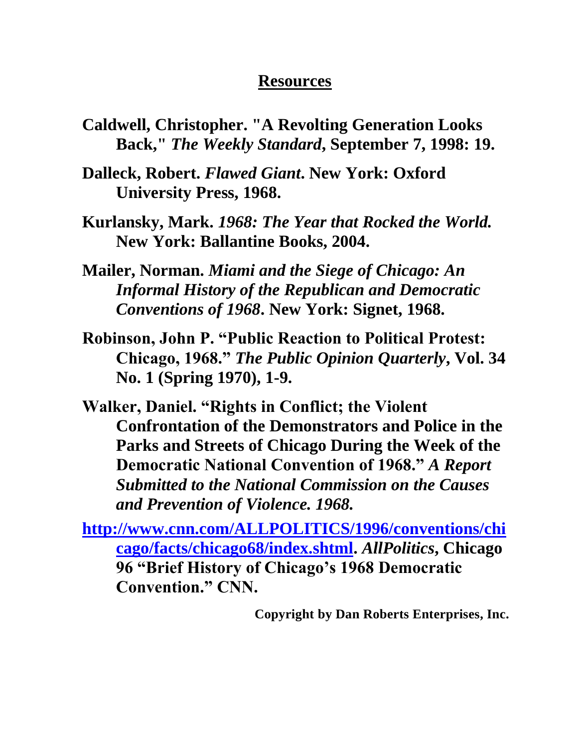## Resources

**Caldwell, Christopher. "A Revolting Generation Looks Back,"** ***The Weekly Standard*****, September 7, 1998: 19.**

**Dalleck, Robert.** ***Flawed Giant*****. New York: Oxford University Press, 1968.**

**Kurlansky, Mark.** ***1968: The Year that Rocked the World.*** **New York: Ballantine Books, 2004.**

**Mailer, Norman.** ***Miami and the Siege of Chicago: An Informal History of the Republican and Democratic Conventions of 1968*****. New York: Signet, 1968.**

**Robinson, John P. "Public Reaction to Political Protest: Chicago, 1968."** ***The Public Opinion Quarterly*****, Vol. 34 No. 1 (Spring 1970), 1-9.**

**Walker, Daniel. "Rights in Conflict; the Violent Confrontation of the Demonstrators and Police in the Parks and Streets of Chicago During the Week of the Democratic National Convention of 1968."** ***A Report Submitted to the National Commission on the Causes and Prevention of Violence. 1968.***

**[http://www.cnn.com/ALLPOLITICS/1996/conventions/chicago/facts/chicago68/index.shtml](http://www.cnn.com/ALLPOLITICS/1996/conventions/chicago/facts/chicago68/index.shtml).** ***AllPolitics*****, Chicago 96 "Brief History of Chicago's 1968 Democratic Convention." CNN.**

**Copyright by Dan Roberts Enterprises, Inc.**